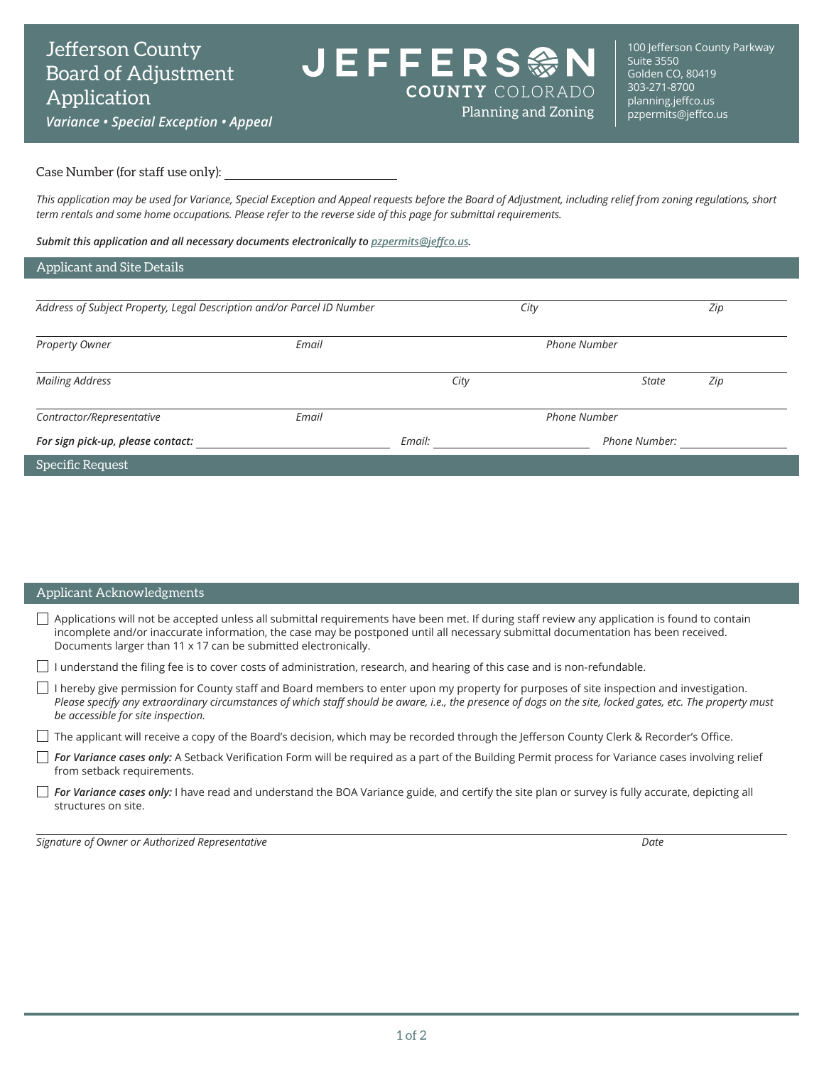# Jefferson County Board of Adjustment Application

***Variance • Special Exception • Appeal***

**JEFFERSON COUNTY COLORADO**
Planning and Zoning

100 Jefferson County Parkway
Suite 3550
Golden CO, 80419
303-271-8700
planning.jeffco.us
pzpermits@jeffco.us

Case Number (for staff use only): ____________________

*This application may be used for Variance, Special Exception and Appeal requests before the Board of Adjustment, including relief from zoning regulations, short term rentals and some home occupations. Please refer to the reverse side of this page for submittal requirements.*

***Submit this application and all necessary documents electronically to pzpermits@jeffco.us.***

## Applicant and Site Details

| *Address of Subject Property, Legal Description and/or Parcel ID Number* | *City* | *Zip* |
|---|---|---|
| | | |

| *Property Owner* | *Email* | *Phone Number* |
|---|---|---|
| | | |

| *Mailing Address* | *City* | *State* | *Zip* |
|---|---|---|---|
| | | | |

| *Contractor/Representative* | *Email* | *Phone Number* |
|---|---|---|
| | | |

***For sign pick-up, please contact:*** ____________________ *Email:* ____________________ *Phone Number:* ____________________

## Specific Request

## Applicant Acknowledgments

- ☐ Applications will not be accepted unless all submittal requirements have been met. If during staff review any application is found to contain incomplete and/or inaccurate information, the case may be postponed until all necessary submittal documentation has been received. Documents larger than 11 x 17 can be submitted electronically.
- ☐ I understand the filing fee is to cover costs of administration, research, and hearing of this case and is non-refundable.
- ☐ I hereby give permission for County staff and Board members to enter upon my property for purposes of site inspection and investigation. *Please specify any extraordinary circumstances of which staff should be aware, i.e., the presence of dogs on the site, locked gates, etc. The property must be accessible for site inspection.*
- ☐ The applicant will receive a copy of the Board's decision, which may be recorded through the Jefferson County Clerk & Recorder's Office.
- ☐ ***For Variance cases only:*** A Setback Verification Form will be required as a part of the Building Permit process for Variance cases involving relief from setback requirements.
- ☐ ***For Variance cases only:*** I have read and understand the BOA Variance guide, and certify the site plan or survey is fully accurate, depicting all structures on site.

| *Signature of Owner or Authorized Representative* | *Date* |
|---|---|
| | |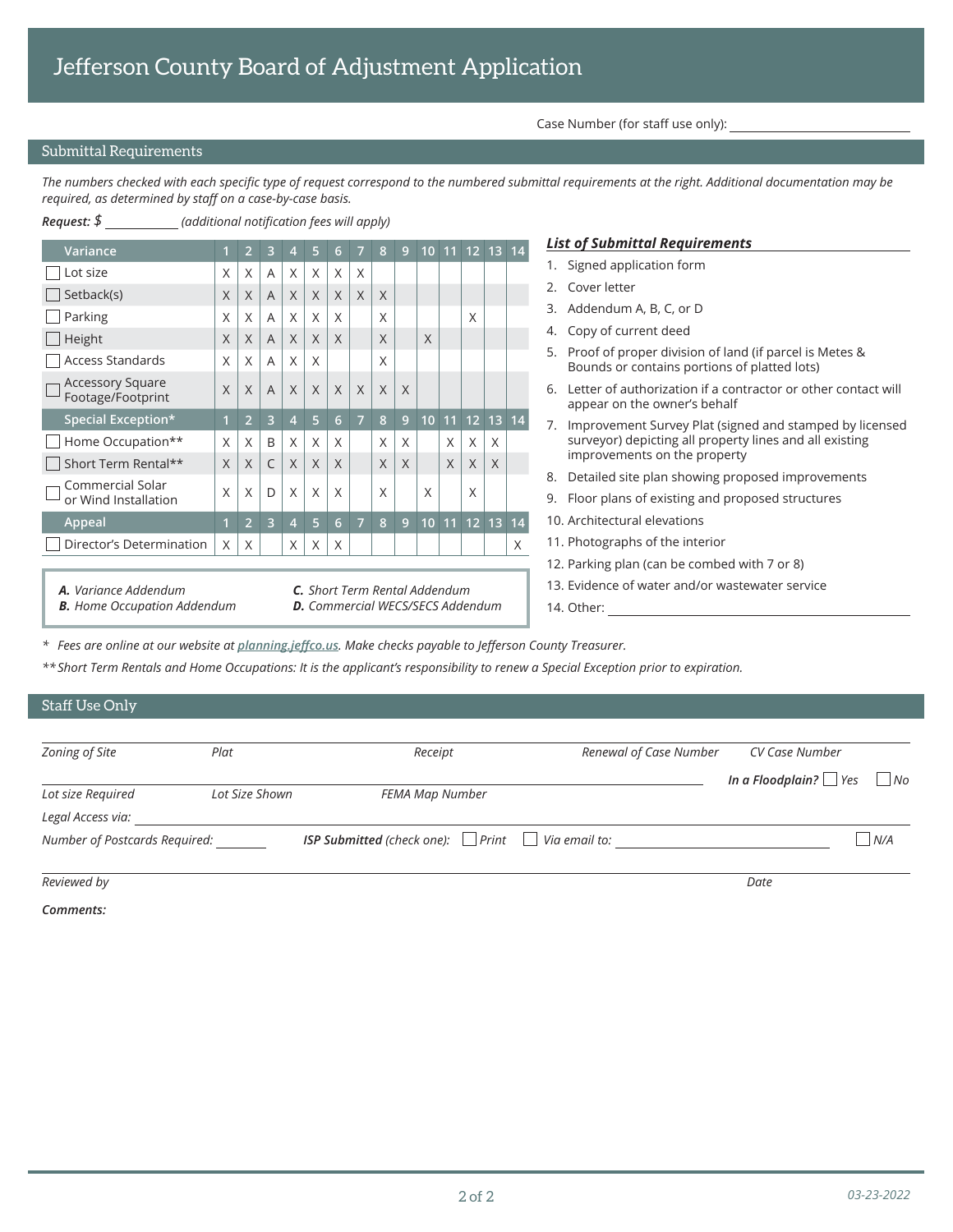# Jefferson County Board of Adjustment Application

Case Number (for staff use only): ____________________

## Submittal Requirements

*The numbers checked with each specific type of request correspond to the numbered submittal requirements at the right. Additional documentation may be required, as determined by staff on a case-by-case basis.*

***Request:*** *$ __________ (additional notification fees will apply)*

| Variance | 1 | 2 | 3 | 4 | 5 | 6 | 7 | 8 | 9 | 10 | 11 | 12 | 13 | 14 |
|---|---|---|---|---|---|---|---|---|---|---|---|---|---|---|
| ☐ Lot size | X | X | A | X | X | X | X | | | | | | | |
| ☐ Setback(s) | X | X | A | X | X | X | X | X | | | | | | |
| ☐ Parking | X | X | A | X | X | X | | X | | | | X | | |
| ☐ Height | X | X | A | X | X | X | | X | | X | | | | |
| ☐ Access Standards | X | X | A | X | X | | | X | | | | | | |
| ☐ Accessory Square Footage/Footprint | X | X | A | X | X | X | X | X | X | | | | | |
| **Special Exception*** | **1** | **2** | **3** | **4** | **5** | **6** | **7** | **8** | **9** | **10** | **11** | **12** | **13** | **14** |
| ☐ Home Occupation** | X | X | B | X | X | X | | X | X | | X | X | X | |
| ☐ Short Term Rental** | X | X | C | X | X | X | | X | X | | X | X | X | |
| ☐ Commercial Solar or Wind Installation | X | X | D | X | X | X | | X | | X | | X | | |
| **Appeal** | **1** | **2** | **3** | **4** | **5** | **6** | **7** | **8** | **9** | **10** | **11** | **12** | **13** | **14** |
| ☐ Director's Determination | X | X | | X | X | X | | | | | | | | X |

***A.*** *Variance Addendum*
***B.*** *Home Occupation Addendum*
***C.*** *Short Term Rental Addendum*
***D.*** *Commercial WECS/SECS Addendum*

***List of Submittal Requirements***

1. Signed application form
2. Cover letter
3. Addendum A, B, C, or D
4. Copy of current deed
5. Proof of proper division of land (if parcel is Metes & Bounds or contains portions of platted lots)
6. Letter of authorization if a contractor or other contact will appear on the owner's behalf
7. Improvement Survey Plat (signed and stamped by licensed surveyor) depicting all property lines and all existing improvements on the property
8. Detailed site plan showing proposed improvements
9. Floor plans of existing and proposed structures
10. Architectural elevations
11. Photographs of the interior
12. Parking plan (can be combed with 7 or 8)
13. Evidence of water and/or wastewater service
14. Other: ____________________

\* *Fees are online at our website at* ***planning.jeffco.us****. Make checks payable to Jefferson County Treasurer.*

\*\* *Short Term Rentals and Home Occupations: It is the applicant's responsibility to renew a Special Exception prior to expiration.*

## Staff Use Only

*Zoning of Site* ______ *Plat* ______ *Receipt* ______ *Renewal of Case Number* ______ *CV Case Number* ______

*Lot size Required* ______ *Lot Size Shown* ______ *FEMA Map Number* ______ ***In a Floodplain?*** ☐ *Yes* ☐ *No*

*Legal Access via:* ____________________

*Number of Postcards Required:* ______ ***ISP Submitted*** *(check one):* ☐ *Print* ☐ *Via email to:* ____________________ ☐ *N/A*

*Reviewed by* ____________________ *Date* ______

***Comments:***

*03-23-2022*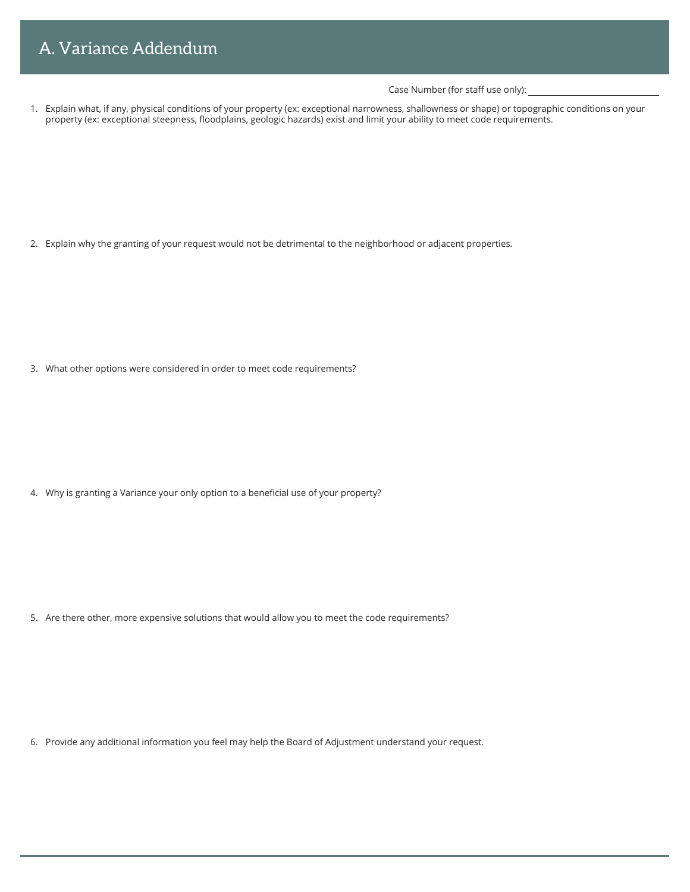# A. Variance Addendum

Case Number (for staff use only): ____________________

1. Explain what, if any, physical conditions of your property (ex: exceptional narrowness, shallowness or shape) or topographic conditions on your property (ex: exceptional steepness, floodplains, geologic hazards) exist and limit your ability to meet code requirements.

2. Explain why the granting of your request would not be detrimental to the neighborhood or adjacent properties.

3. What other options were considered in order to meet code requirements?

4. Why is granting a Variance your only option to a beneficial use of your property?

5. Are there other, more expensive solutions that would allow you to meet the code requirements?

6. Provide any additional information you feel may help the Board of Adjustment understand your request.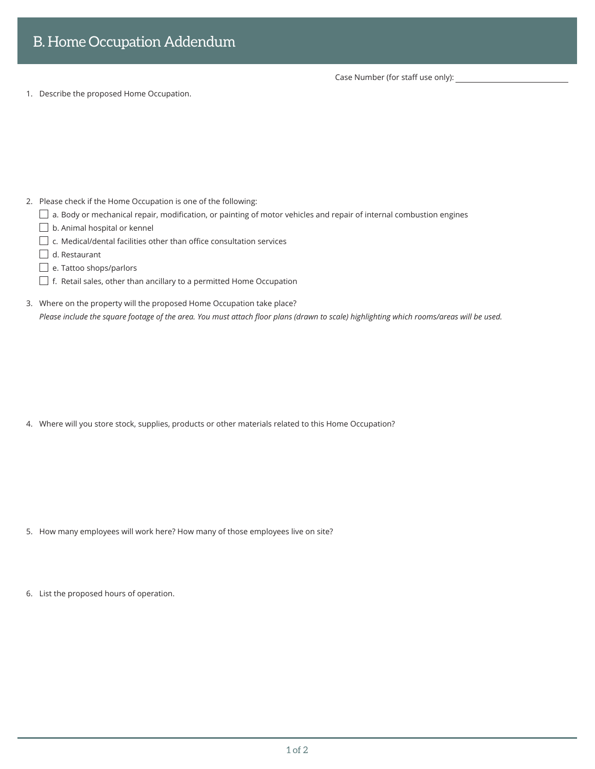# B. Home Occupation Addendum

Case Number (for staff use only): ____________________

1. Describe the proposed Home Occupation.

2. Please check if the Home Occupation is one of the following:
   - ☐ a. Body or mechanical repair, modification, or painting of motor vehicles and repair of internal combustion engines
   - ☐ b. Animal hospital or kennel
   - ☐ c. Medical/dental facilities other than office consultation services
   - ☐ d. Restaurant
   - ☐ e. Tattoo shops/parlors
   - ☐ f. Retail sales, other than ancillary to a permitted Home Occupation

3. Where on the property will the proposed Home Occupation take place?
   *Please include the square footage of the area. You must attach floor plans (drawn to scale) highlighting which rooms/areas will be used.*

4. Where will you store stock, supplies, products or other materials related to this Home Occupation?

5. How many employees will work here? How many of those employees live on site?

6. List the proposed hours of operation.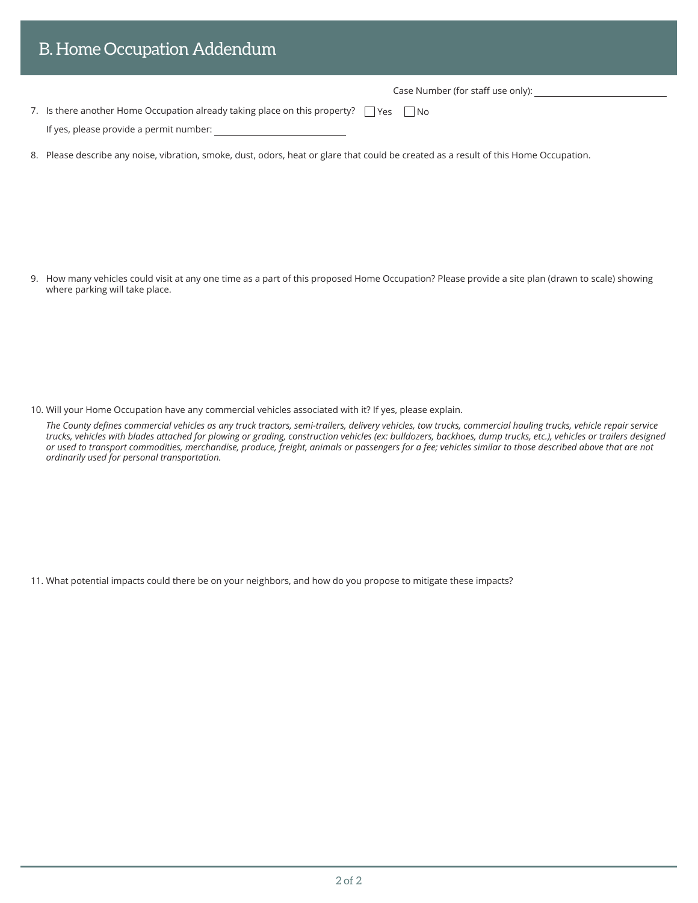## B. Home Occupation Addendum

Case Number (for staff use only): ______________________

7. Is there another Home Occupation already taking place on this property? ☐ Yes ☐ No

   If yes, please provide a permit number: ______________________

8. Please describe any noise, vibration, smoke, dust, odors, heat or glare that could be created as a result of this Home Occupation.

9. How many vehicles could visit at any one time as a part of this proposed Home Occupation? Please provide a site plan (drawn to scale) showing where parking will take place.

10. Will your Home Occupation have any commercial vehicles associated with it? If yes, please explain.

    *The County defines commercial vehicles as any truck tractors, semi-trailers, delivery vehicles, tow trucks, commercial hauling trucks, vehicle repair service trucks, vehicles with blades attached for plowing or grading, construction vehicles (ex: bulldozers, backhoes, dump trucks, etc.), vehicles or trailers designed or used to transport commodities, merchandise, produce, freight, animals or passengers for a fee; vehicles similar to those described above that are not ordinarily used for personal transportation.*

11. What potential impacts could there be on your neighbors, and how do you propose to mitigate these impacts?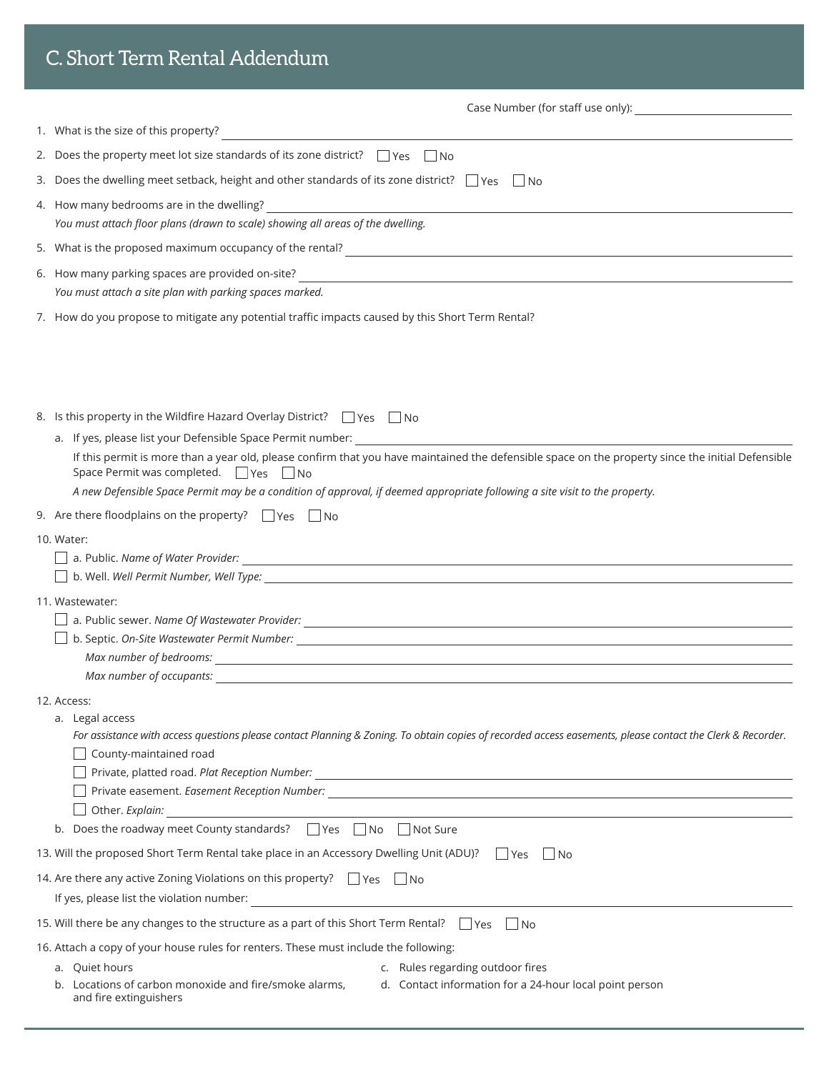# C. Short Term Rental Addendum

Case Number (for staff use only): ______________________

1. What is the size of this property? ______________________
2. Does the property meet lot size standards of its zone district? ☐ Yes ☐ No
3. Does the dwelling meet setback, height and other standards of its zone district? ☐ Yes ☐ No
4. How many bedrooms are in the dwelling? ______________________
   *You must attach floor plans (drawn to scale) showing all areas of the dwelling.*
5. What is the proposed maximum occupancy of the rental? ______________________
6. How many parking spaces are provided on-site? ______________________
   *You must attach a site plan with parking spaces marked.*
7. How do you propose to mitigate any potential traffic impacts caused by this Short Term Rental?

8. Is this property in the Wildfire Hazard Overlay District? ☐ Yes ☐ No
   a. If yes, please list your Defensible Space Permit number: ______________________
      If this permit is more than a year old, please confirm that you have maintained the defensible space on the property since the initial Defensible Space Permit was completed. ☐ Yes ☐ No
      *A new Defensible Space Permit may be a condition of approval, if deemed appropriate following a site visit to the property.*
9. Are there floodplains on the property? ☐ Yes ☐ No
10. Water:
    - ☐ a. Public. *Name of Water Provider:* ______________________
    - ☐ b. Well. *Well Permit Number, Well Type:* ______________________
11. Wastewater:
    - ☐ a. Public sewer. *Name Of Wastewater Provider:* ______________________
    - ☐ b. Septic. *On-Site Wastewater Permit Number:* ______________________
      *Max number of bedrooms:* ______________________
      *Max number of occupants:* ______________________
12. Access:
    a. Legal access
       *For assistance with access questions please contact Planning & Zoning. To obtain copies of recorded access easements, please contact the Clerk & Recorder.*
       - ☐ County-maintained road
       - ☐ Private, platted road. *Plat Reception Number:* ______________________
       - ☐ Private easement. *Easement Reception Number:* ______________________
       - ☐ Other. *Explain:* ______________________
    b. Does the roadway meet County standards? ☐ Yes ☐ No ☐ Not Sure
13. Will the proposed Short Term Rental take place in an Accessory Dwelling Unit (ADU)? ☐ Yes ☐ No
14. Are there any active Zoning Violations on this property? ☐ Yes ☐ No
    If yes, please list the violation number: ______________________
15. Will there be any changes to the structure as a part of this Short Term Rental? ☐ Yes ☐ No
16. Attach a copy of your house rules for renters. These must include the following:
    a. Quiet hours
    b. Locations of carbon monoxide and fire/smoke alarms, and fire extinguishers
    c. Rules regarding outdoor fires
    d. Contact information for a 24-hour local point person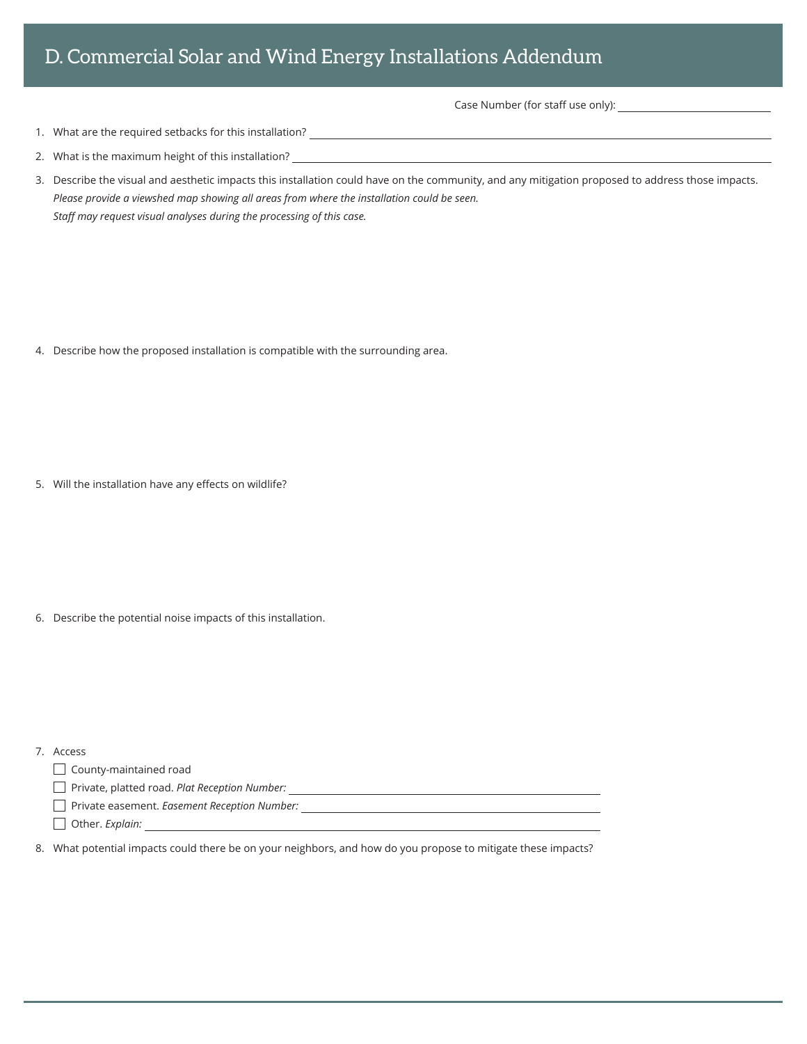# D. Commercial Solar and Wind Energy Installations Addendum

Case Number (for staff use only): ____________________

1. What are the required setbacks for this installation? ____________________
2. What is the maximum height of this installation? ____________________
3. Describe the visual and aesthetic impacts this installation could have on the community, and any mitigation proposed to address those impacts.
   *Please provide a viewshed map showing all areas from where the installation could be seen.*
   *Staff may request visual analyses during the processing of this case.*

4. Describe how the proposed installation is compatible with the surrounding area.

5. Will the installation have any effects on wildlife?

6. Describe the potential noise impacts of this installation.

7. Access
   - ☐ County-maintained road
   - ☐ Private, platted road. *Plat Reception Number:* ____________________
   - ☐ Private easement. *Easement Reception Number:* ____________________
   - ☐ Other. *Explain:* ____________________
8. What potential impacts could there be on your neighbors, and how do you propose to mitigate these impacts?